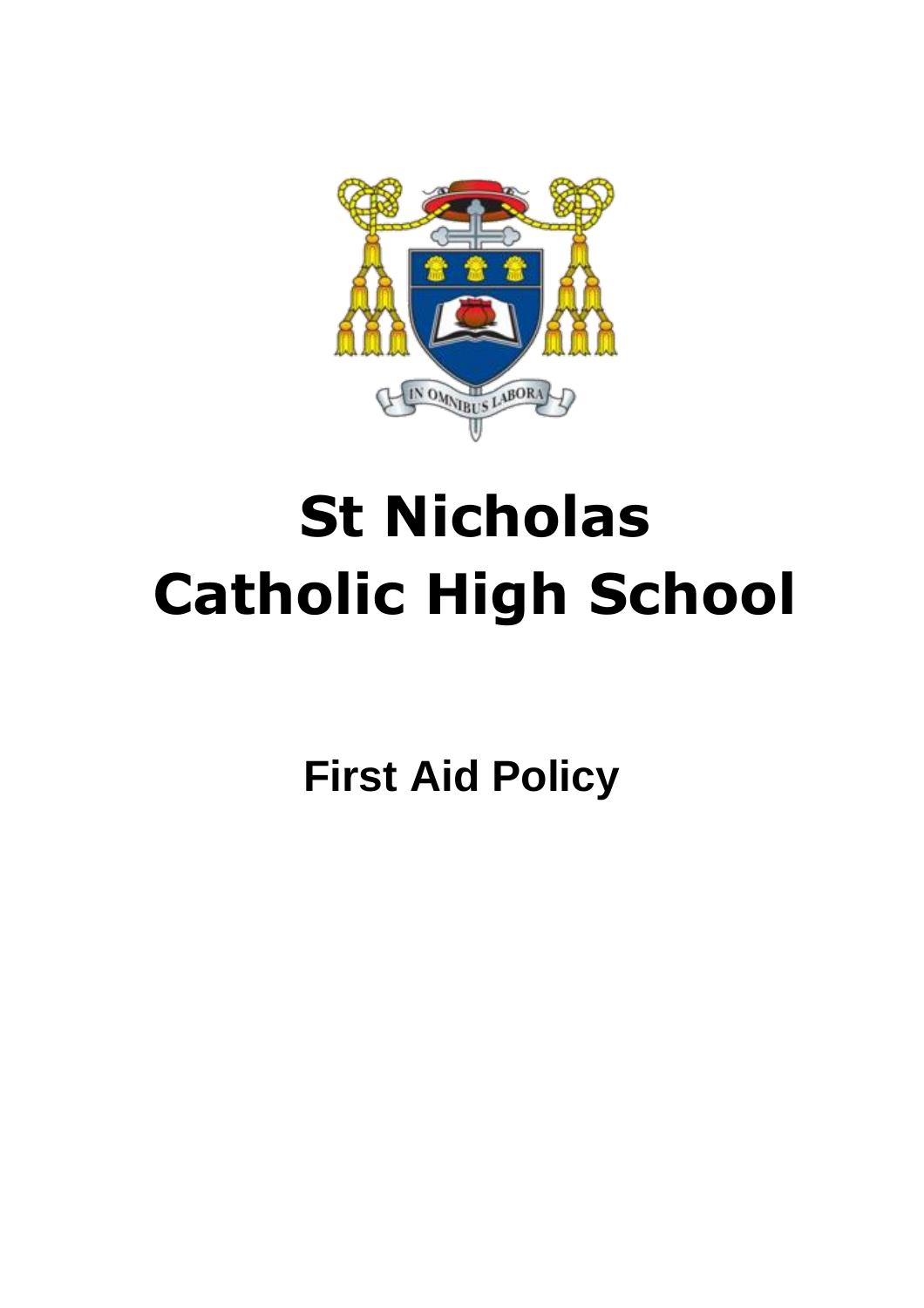# St Nicholas Catholic High School

## First Aid Policy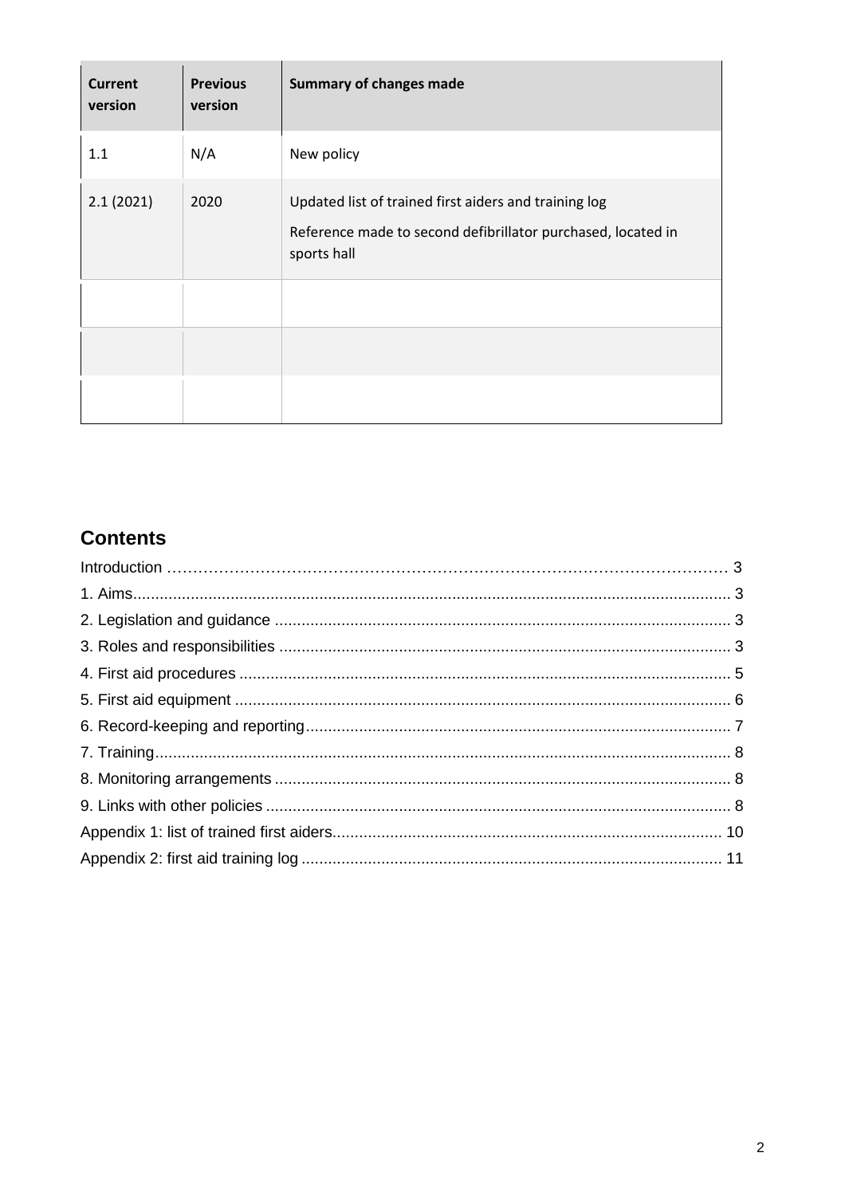| Current version | Previous version | Summary of changes made |
|---|---|---|
| 1.1 | N/A | New policy |
| 2.1 (2021) | 2020 | Updated list of trained first aiders and training log<br>Reference made to second defibrillator purchased, located in sports hall |
| | | |
| | | |
| | | |

## Contents

Introduction ........ 3
1. Aims ........ 3
2. Legislation and guidance ........ 3
3. Roles and responsibilities ........ 3
4. First aid procedures ........ 5
5. First aid equipment ........ 6
6. Record-keeping and reporting ........ 7
7. Training ........ 8
8. Monitoring arrangements ........ 8
9. Links with other policies ........ 8
Appendix 1: list of trained first aiders ........ 10
Appendix 2: first aid training log ........ 11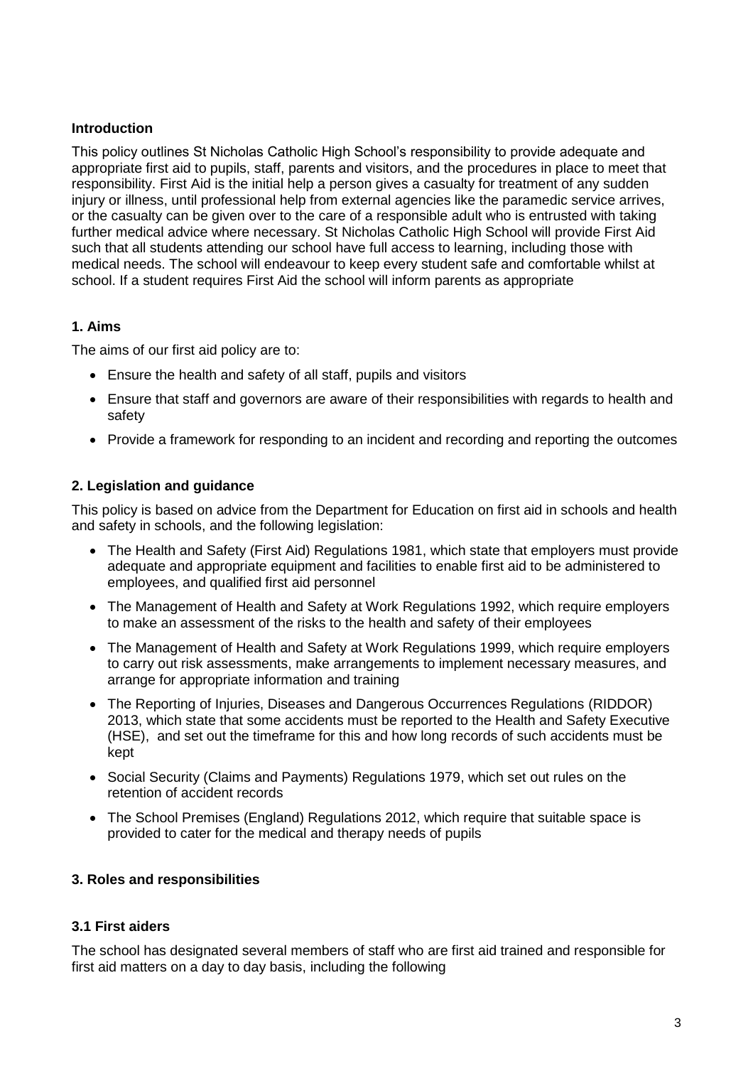## Introduction

This policy outlines St Nicholas Catholic High School's responsibility to provide adequate and appropriate first aid to pupils, staff, parents and visitors, and the procedures in place to meet that responsibility. First Aid is the initial help a person gives a casualty for treatment of any sudden injury or illness, until professional help from external agencies like the paramedic service arrives, or the casualty can be given over to the care of a responsible adult who is entrusted with taking further medical advice where necessary. St Nicholas Catholic High School will provide First Aid such that all students attending our school have full access to learning, including those with medical needs. The school will endeavour to keep every student safe and comfortable whilst at school. If a student requires First Aid the school will inform parents as appropriate

## 1. Aims

The aims of our first aid policy are to:

- Ensure the health and safety of all staff, pupils and visitors
- Ensure that staff and governors are aware of their responsibilities with regards to health and safety
- Provide a framework for responding to an incident and recording and reporting the outcomes

## 2. Legislation and guidance

This policy is based on advice from the Department for Education on first aid in schools and health and safety in schools, and the following legislation:

- The Health and Safety (First Aid) Regulations 1981, which state that employers must provide adequate and appropriate equipment and facilities to enable first aid to be administered to employees, and qualified first aid personnel
- The Management of Health and Safety at Work Regulations 1992, which require employers to make an assessment of the risks to the health and safety of their employees
- The Management of Health and Safety at Work Regulations 1999, which require employers to carry out risk assessments, make arrangements to implement necessary measures, and arrange for appropriate information and training
- The Reporting of Injuries, Diseases and Dangerous Occurrences Regulations (RIDDOR) 2013, which state that some accidents must be reported to the Health and Safety Executive (HSE), and set out the timeframe for this and how long records of such accidents must be kept
- Social Security (Claims and Payments) Regulations 1979, which set out rules on the retention of accident records
- The School Premises (England) Regulations 2012, which require that suitable space is provided to cater for the medical and therapy needs of pupils

## 3. Roles and responsibilities

### 3.1 First aiders

The school has designated several members of staff who are first aid trained and responsible for first aid matters on a day to day basis, including the following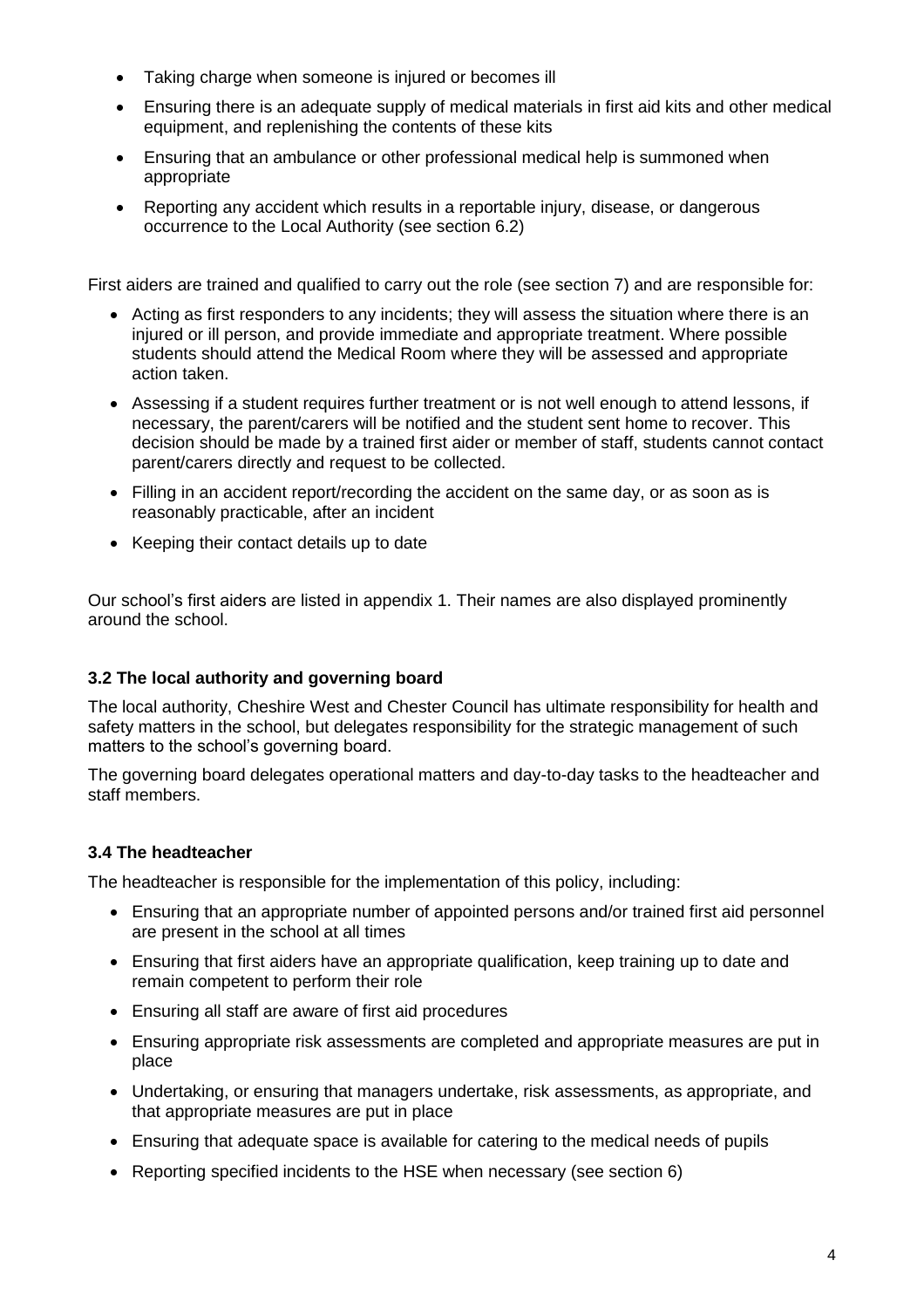- Taking charge when someone is injured or becomes ill
- Ensuring there is an adequate supply of medical materials in first aid kits and other medical equipment, and replenishing the contents of these kits
- Ensuring that an ambulance or other professional medical help is summoned when appropriate
- Reporting any accident which results in a reportable injury, disease, or dangerous occurrence to the Local Authority (see section 6.2)

First aiders are trained and qualified to carry out the role (see section 7) and are responsible for:

- Acting as first responders to any incidents; they will assess the situation where there is an injured or ill person, and provide immediate and appropriate treatment. Where possible students should attend the Medical Room where they will be assessed and appropriate action taken.
- Assessing if a student requires further treatment or is not well enough to attend lessons, if necessary, the parent/carers will be notified and the student sent home to recover. This decision should be made by a trained first aider or member of staff, students cannot contact parent/carers directly and request to be collected.
- Filling in an accident report/recording the accident on the same day, or as soon as is reasonably practicable, after an incident
- Keeping their contact details up to date

Our school's first aiders are listed in appendix 1. Their names are also displayed prominently around the school.

### 3.2 The local authority and governing board

The local authority, Cheshire West and Chester Council has ultimate responsibility for health and safety matters in the school, but delegates responsibility for the strategic management of such matters to the school's governing board.

The governing board delegates operational matters and day-to-day tasks to the headteacher and staff members.

### 3.4 The headteacher

The headteacher is responsible for the implementation of this policy, including:

- Ensuring that an appropriate number of appointed persons and/or trained first aid personnel are present in the school at all times
- Ensuring that first aiders have an appropriate qualification, keep training up to date and remain competent to perform their role
- Ensuring all staff are aware of first aid procedures
- Ensuring appropriate risk assessments are completed and appropriate measures are put in place
- Undertaking, or ensuring that managers undertake, risk assessments, as appropriate, and that appropriate measures are put in place
- Ensuring that adequate space is available for catering to the medical needs of pupils
- Reporting specified incidents to the HSE when necessary (see section 6)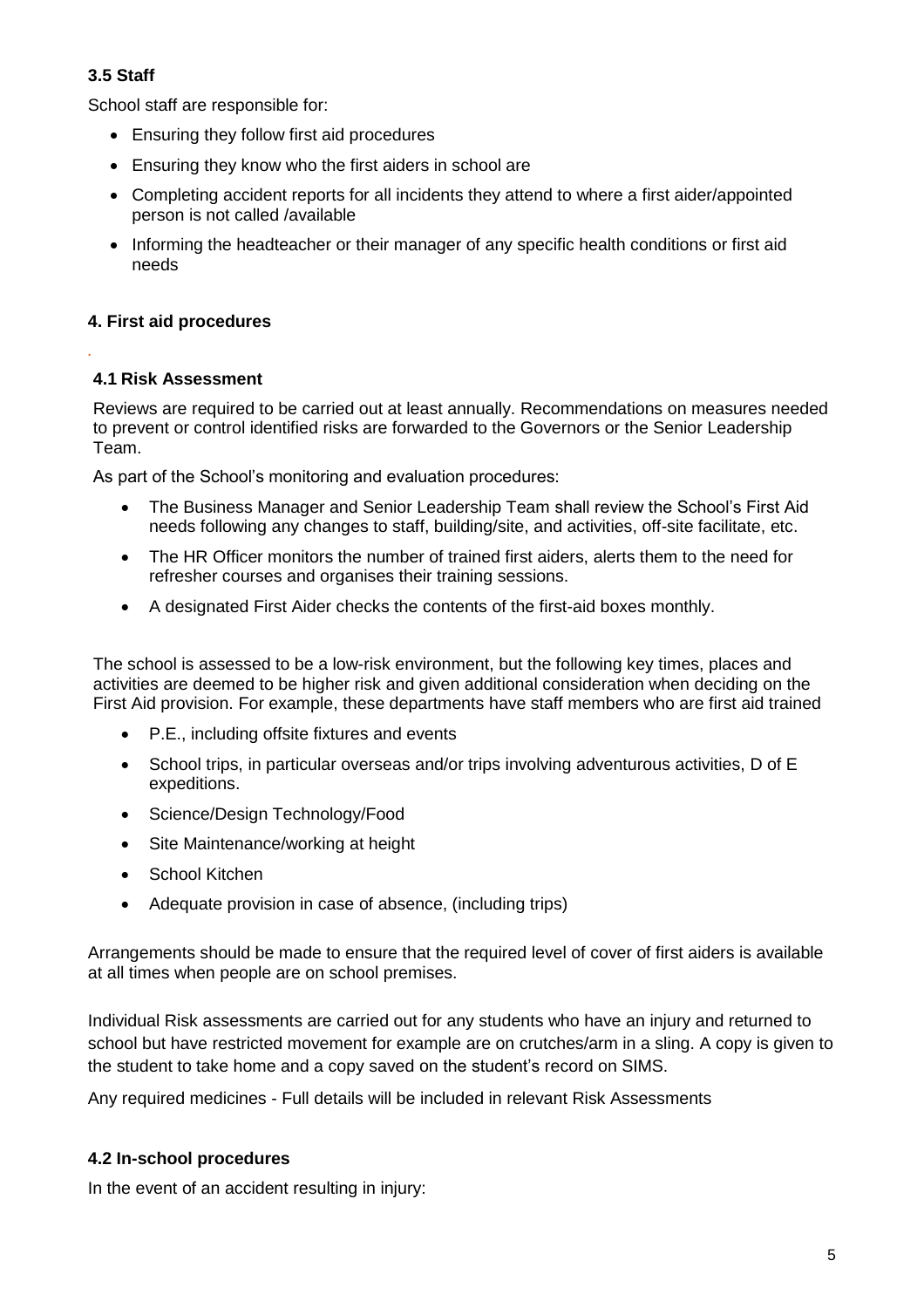### 3.5 Staff

School staff are responsible for:

- Ensuring they follow first aid procedures
- Ensuring they know who the first aiders in school are
- Completing accident reports for all incidents they attend to where a first aider/appointed person is not called /available
- Informing the headteacher or their manager of any specific health conditions or first aid needs

## 4. First aid procedures

### 4.1 Risk Assessment

Reviews are required to be carried out at least annually. Recommendations on measures needed to prevent or control identified risks are forwarded to the Governors or the Senior Leadership Team.

As part of the School's monitoring and evaluation procedures:

- The Business Manager and Senior Leadership Team shall review the School's First Aid needs following any changes to staff, building/site, and activities, off-site facilitate, etc.
- The HR Officer monitors the number of trained first aiders, alerts them to the need for refresher courses and organises their training sessions.
- A designated First Aider checks the contents of the first-aid boxes monthly.

The school is assessed to be a low-risk environment, but the following key times, places and activities are deemed to be higher risk and given additional consideration when deciding on the First Aid provision. For example, these departments have staff members who are first aid trained

- P.E., including offsite fixtures and events
- School trips, in particular overseas and/or trips involving adventurous activities, D of E expeditions.
- Science/Design Technology/Food
- Site Maintenance/working at height
- School Kitchen
- Adequate provision in case of absence, (including trips)

Arrangements should be made to ensure that the required level of cover of first aiders is available at all times when people are on school premises.

Individual Risk assessments are carried out for any students who have an injury and returned to school but have restricted movement for example are on crutches/arm in a sling. A copy is given to the student to take home and a copy saved on the student's record on SIMS.

Any required medicines - Full details will be included in relevant Risk Assessments

### 4.2 In-school procedures

In the event of an accident resulting in injury: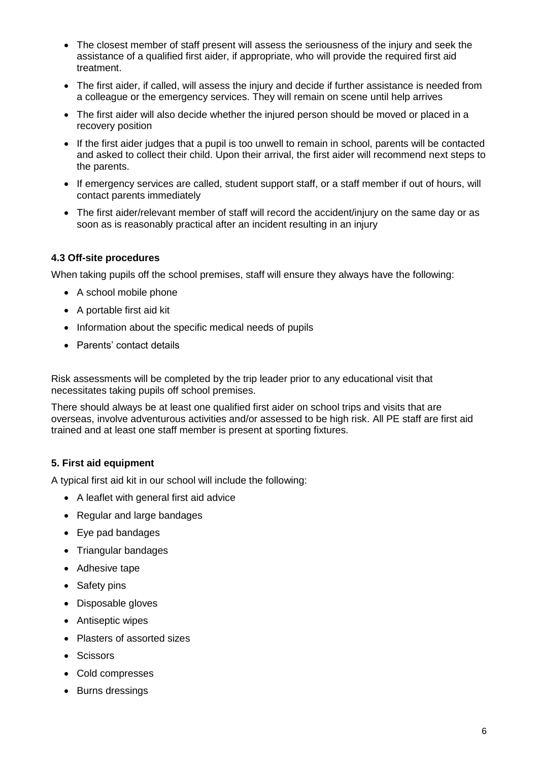- The closest member of staff present will assess the seriousness of the injury and seek the assistance of a qualified first aider, if appropriate, who will provide the required first aid treatment.
- The first aider, if called, will assess the injury and decide if further assistance is needed from a colleague or the emergency services. They will remain on scene until help arrives
- The first aider will also decide whether the injured person should be moved or placed in a recovery position
- If the first aider judges that a pupil is too unwell to remain in school, parents will be contacted and asked to collect their child. Upon their arrival, the first aider will recommend next steps to the parents.
- If emergency services are called, student support staff, or a staff member if out of hours, will contact parents immediately
- The first aider/relevant member of staff will record the accident/injury on the same day or as soon as is reasonably practical after an incident resulting in an injury

### 4.3 Off-site procedures

When taking pupils off the school premises, staff will ensure they always have the following:

- A school mobile phone
- A portable first aid kit
- Information about the specific medical needs of pupils
- Parents' contact details

Risk assessments will be completed by the trip leader prior to any educational visit that necessitates taking pupils off school premises.

There should always be at least one qualified first aider on school trips and visits that are overseas, involve adventurous activities and/or assessed to be high risk. All PE staff are first aid trained and at least one staff member is present at sporting fixtures.

## 5. First aid equipment

A typical first aid kit in our school will include the following:

- A leaflet with general first aid advice
- Regular and large bandages
- Eye pad bandages
- Triangular bandages
- Adhesive tape
- Safety pins
- Disposable gloves
- Antiseptic wipes
- Plasters of assorted sizes
- Scissors
- Cold compresses
- Burns dressings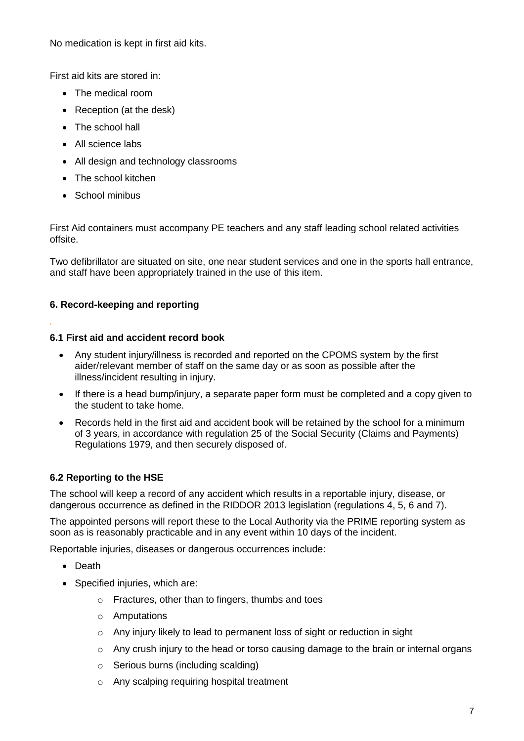No medication is kept in first aid kits.

First aid kits are stored in:

- The medical room
- Reception (at the desk)
- The school hall
- All science labs
- All design and technology classrooms
- The school kitchen
- School minibus

First Aid containers must accompany PE teachers and any staff leading school related activities offsite.

Two defibrillator are situated on site, one near student services and one in the sports hall entrance, and staff have been appropriately trained in the use of this item.

### 6. Record-keeping and reporting

#### 6.1 First aid and accident record book

- Any student injury/illness is recorded and reported on the CPOMS system by the first aider/relevant member of staff on the same day or as soon as possible after the illness/incident resulting in injury.
- If there is a head bump/injury, a separate paper form must be completed and a copy given to the student to take home.
- Records held in the first aid and accident book will be retained by the school for a minimum of 3 years, in accordance with regulation 25 of the Social Security (Claims and Payments) Regulations 1979, and then securely disposed of.

#### 6.2 Reporting to the HSE

The school will keep a record of any accident which results in a reportable injury, disease, or dangerous occurrence as defined in the RIDDOR 2013 legislation (regulations 4, 5, 6 and 7).

The appointed persons will report these to the Local Authority via the PRIME reporting system as soon as is reasonably practicable and in any event within 10 days of the incident.

Reportable injuries, diseases or dangerous occurrences include:

- Death
- Specified injuries, which are:
  - Fractures, other than to fingers, thumbs and toes
  - Amputations
  - Any injury likely to lead to permanent loss of sight or reduction in sight
  - Any crush injury to the head or torso causing damage to the brain or internal organs
  - Serious burns (including scalding)
  - Any scalping requiring hospital treatment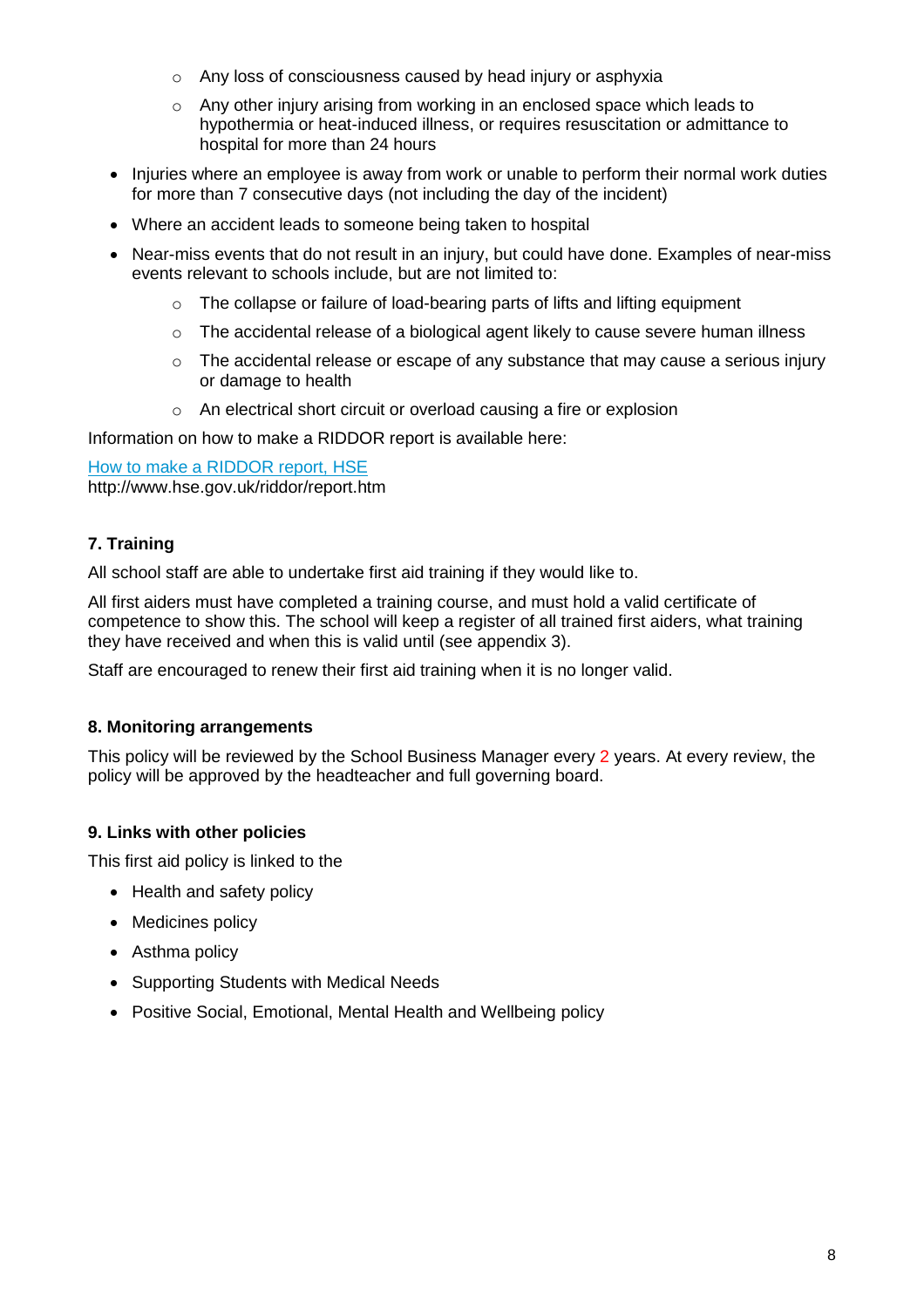- Any loss of consciousness caused by head injury or asphyxia
  - Any other injury arising from working in an enclosed space which leads to hypothermia or heat-induced illness, or requires resuscitation or admittance to hospital for more than 24 hours
- Injuries where an employee is away from work or unable to perform their normal work duties for more than 7 consecutive days (not including the day of the incident)
- Where an accident leads to someone being taken to hospital
- Near-miss events that do not result in an injury, but could have done. Examples of near-miss events relevant to schools include, but are not limited to:
  - The collapse or failure of load-bearing parts of lifts and lifting equipment
  - The accidental release of a biological agent likely to cause severe human illness
  - The accidental release or escape of any substance that may cause a serious injury or damage to health
  - An electrical short circuit or overload causing a fire or explosion

Information on how to make a RIDDOR report is available here:

[How to make a RIDDOR report, HSE](http://www.hse.gov.uk/riddor/report.htm)
http://www.hse.gov.uk/riddor/report.htm

### 7. Training

All school staff are able to undertake first aid training if they would like to.

All first aiders must have completed a training course, and must hold a valid certificate of competence to show this. The school will keep a register of all trained first aiders, what training they have received and when this is valid until (see appendix 3).

Staff are encouraged to renew their first aid training when it is no longer valid.

### 8. Monitoring arrangements

This policy will be reviewed by the School Business Manager every 2 years. At every review, the policy will be approved by the headteacher and full governing board.

### 9. Links with other policies

This first aid policy is linked to the

- Health and safety policy
- Medicines policy
- Asthma policy
- Supporting Students with Medical Needs
- Positive Social, Emotional, Mental Health and Wellbeing policy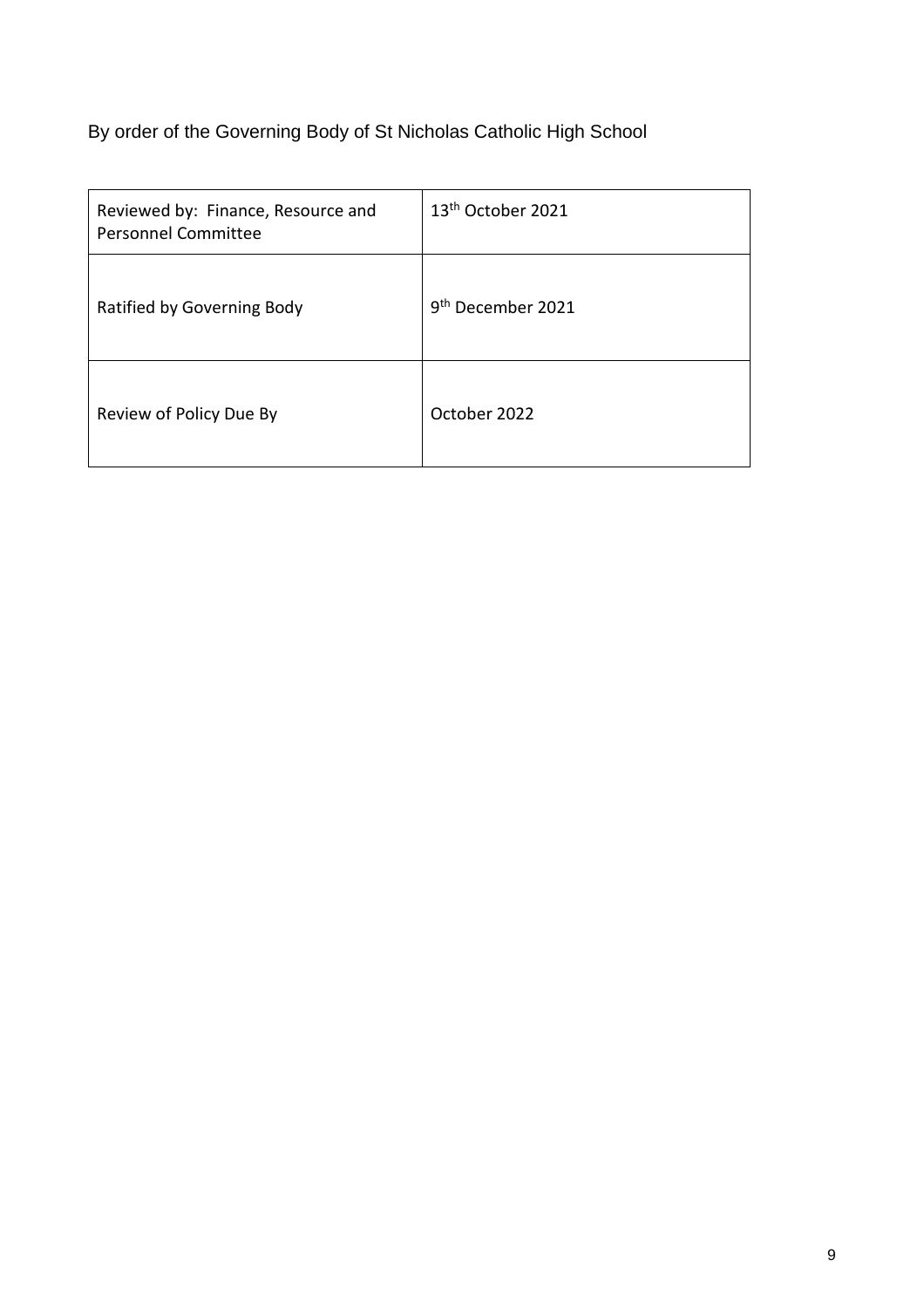By order of the Governing Body of St Nicholas Catholic High School

| | |
|---|---|
| Reviewed by: Finance, Resource and Personnel Committee | 13th October 2021 |
| Ratified by Governing Body | 9th December 2021 |
| Review of Policy Due By | October 2022 |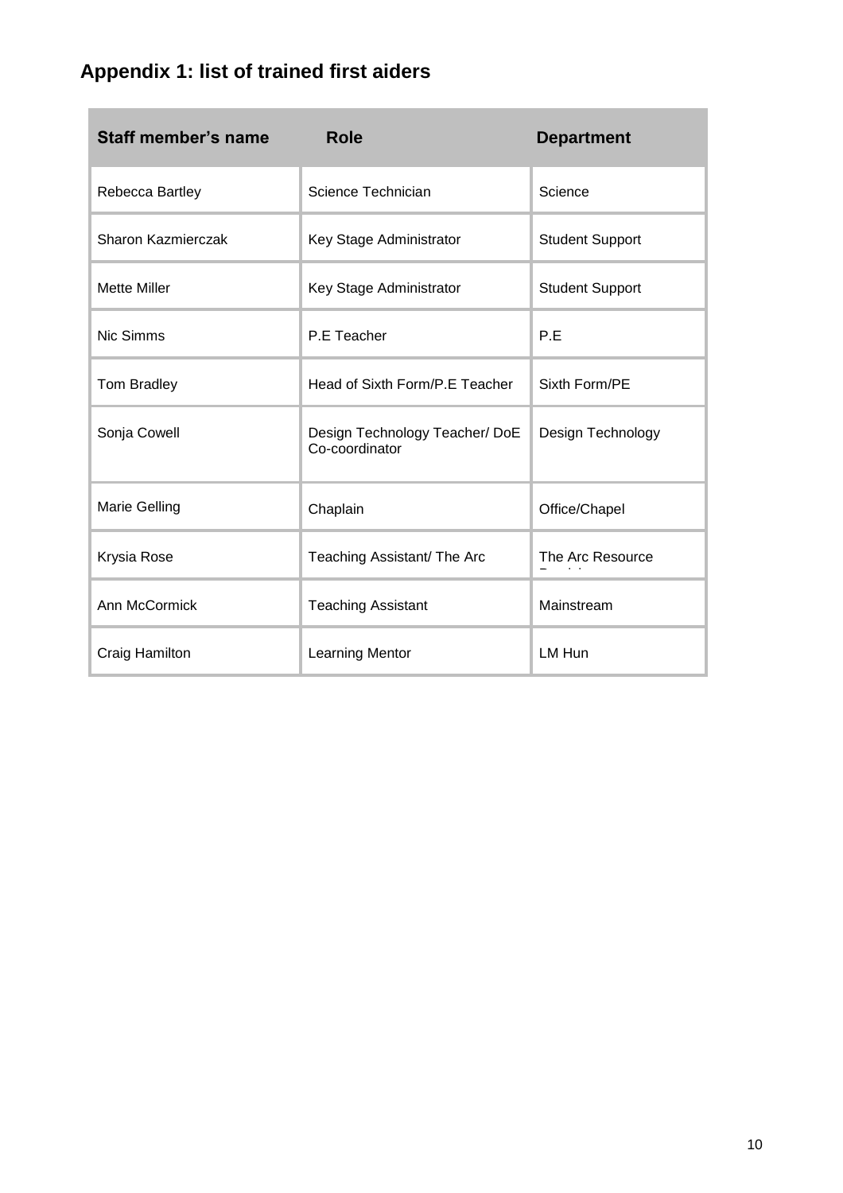## Appendix 1: list of trained first aiders

| Staff member's name | Role | Department |
|---|---|---|
| Rebecca Bartley | Science Technician | Science |
| Sharon Kazmierczak | Key Stage Administrator | Student Support |
| Mette Miller | Key Stage Administrator | Student Support |
| Nic Simms | P.E Teacher | P.E |
| Tom Bradley | Head of Sixth Form/P.E Teacher | Sixth Form/PE |
| Sonja Cowell | Design Technology Teacher/ DoE Co-coordinator | Design Technology |
| Marie Gelling | Chaplain | Office/Chapel |
| Krysia Rose | Teaching Assistant/ The Arc | The Arc Resource |
| Ann McCormick | Teaching Assistant | Mainstream |
| Craig Hamilton | Learning Mentor | LM Hun |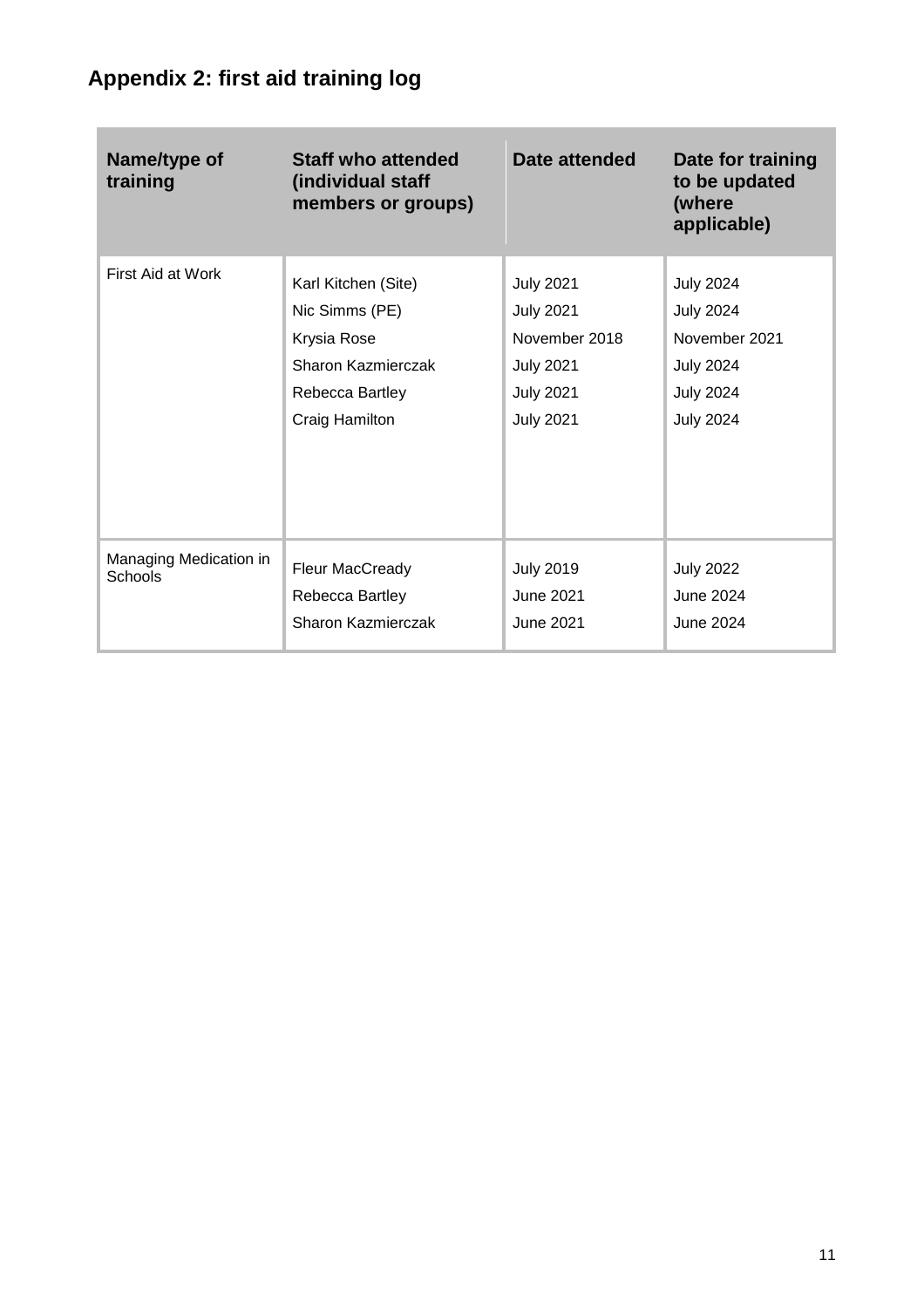## Appendix 2: first aid training log

| Name/type of training | Staff who attended (individual staff members or groups) | Date attended | Date for training to be updated (where applicable) |
| --- | --- | --- | --- |
| First Aid at Work | Karl Kitchen (Site)<br>Nic Simms (PE)<br>Krysia Rose<br>Sharon Kazmierczak<br>Rebecca Bartley<br>Craig Hamilton | July 2021<br>July 2021<br>November 2018<br>July 2021<br>July 2021<br>July 2021 | July 2024<br>July 2024<br>November 2021<br>July 2024<br>July 2024<br>July 2024 |
| Managing Medication in Schools | Fleur MacCready<br>Rebecca Bartley<br>Sharon Kazmierczak | July 2019<br>June 2021<br>June 2021 | July 2022<br>June 2024<br>June 2024 |